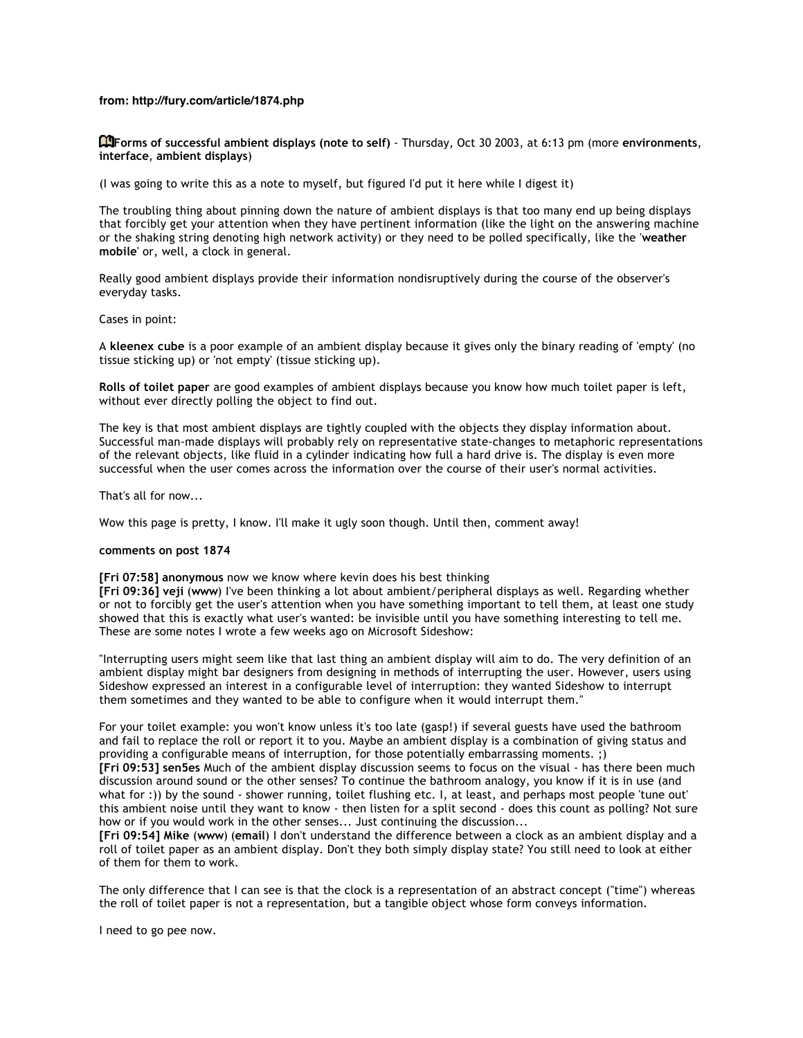**from: http://fury.com/article/1874.php**

**Forms of successful ambient displays (note to self)** - Thursday, Oct 30 2003, at 6:13 pm (more **environments**, **interface**, **ambient displays**)

(I was going to write this as a note to myself, but figured I'd put it here while I digest it)

The troubling thing about pinning down the nature of ambient displays is that too many end up being displays that forcibly get your attention when they have pertinent information (like the light on the answering machine or the shaking string denoting high network activity) or they need to be polled specifically, like the '**weather mobile**' or, well, a clock in general.

Really good ambient displays provide their information nondisruptively during the course of the observer's everyday tasks.

Cases in point:

A **kleenex cube** is a poor example of an ambient display because it gives only the binary reading of 'empty' (no tissue sticking up) or 'not empty' (tissue sticking up).

**Rolls of toilet paper** are good examples of ambient displays because you know how much toilet paper is left, without ever directly polling the object to find out.

The key is that most ambient displays are tightly coupled with the objects they display information about. Successful man-made displays will probably rely on representative state-changes to metaphoric representations of the relevant objects, like fluid in a cylinder indicating how full a hard drive is. The display is even more successful when the user comes across the information over the course of their user's normal activities.

That's all for now...

Wow this page is pretty, I know. I'll make it ugly soon though. Until then, comment away!

**comments on post 1874**

**[Fri 07:58] anonymous** now we know where kevin does his best thinking
**[Fri 09:36] veji** (**www**) I've been thinking a lot about ambient/peripheral displays as well. Regarding whether or not to forcibly get the user's attention when you have something important to tell them, at least one study showed that this is exactly what user's wanted: be invisible until you have something interesting to tell me. These are some notes I wrote a few weeks ago on Microsoft Sideshow:

"Interrupting users might seem like that last thing an ambient display will aim to do. The very definition of an ambient display might bar designers from designing in methods of interrupting the user. However, users using Sideshow expressed an interest in a configurable level of interruption: they wanted Sideshow to interrupt them sometimes and they wanted to be able to configure when it would interrupt them."

For your toilet example: you won't know unless it's too late (gasp!) if several guests have used the bathroom and fail to replace the roll or report it to you. Maybe an ambient display is a combination of giving status and providing a configurable means of interruption, for those potentially embarrassing moments. ;)
**[Fri 09:53] sen5es** Much of the ambient display discussion seems to focus on the visual - has there been much discussion around sound or the other senses? To continue the bathroom analogy, you know if it is in use (and what for :)) by the sound - shower running, toilet flushing etc. I, at least, and perhaps most people 'tune out' this ambient noise until they want to know - then listen for a split second - does this count as polling? Not sure how or if you would work in the other senses... Just continuing the discussion...
**[Fri 09:54] Mike** (**www**) (**email**) I don't understand the difference between a clock as an ambient display and a roll of toilet paper as an ambient display. Don't they both simply display state? You still need to look at either of them for them to work.

The only difference that I can see is that the clock is a representation of an abstract concept ("time") whereas the roll of toilet paper is not a representation, but a tangible object whose form conveys information.

I need to go pee now.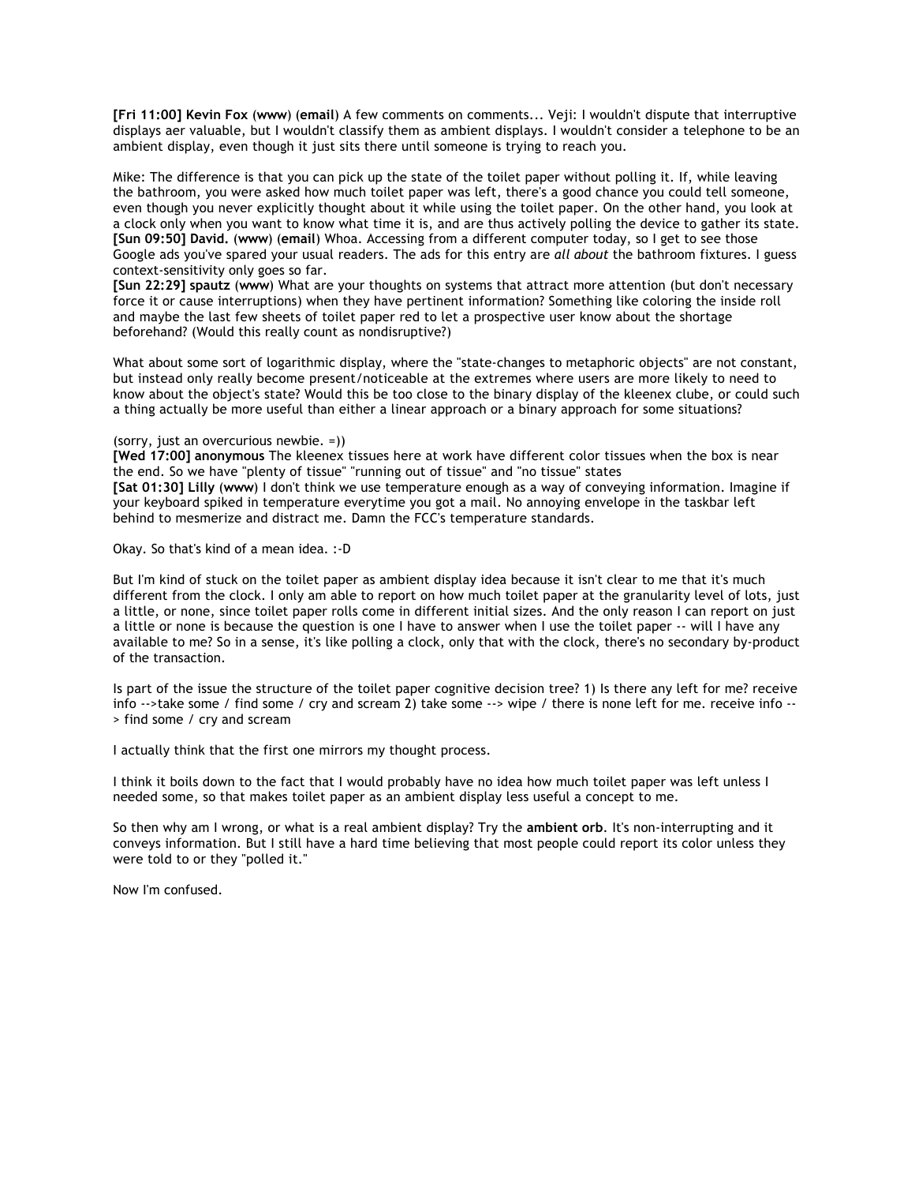**[Fri 11:00] Kevin Fox** (**www**) (**email**) A few comments on comments... Veji: I wouldn't dispute that interruptive displays aer valuable, but I wouldn't classify them as ambient displays. I wouldn't consider a telephone to be an ambient display, even though it just sits there until someone is trying to reach you.

Mike: The difference is that you can pick up the state of the toilet paper without polling it. If, while leaving the bathroom, you were asked how much toilet paper was left, there's a good chance you could tell someone, even though you never explicitly thought about it while using the toilet paper. On the other hand, you look at a clock only when you want to know what time it is, and are thus actively polling the device to gather its state.
**[Sun 09:50] David.** (**www**) (**email**) Whoa. Accessing from a different computer today, so I get to see those Google ads you've spared your usual readers. The ads for this entry are *all about* the bathroom fixtures. I guess context-sensitivity only goes so far.
**[Sun 22:29] spautz** (**www**) What are your thoughts on systems that attract more attention (but don't necessary force it or cause interruptions) when they have pertinent information? Something like coloring the inside roll and maybe the last few sheets of toilet paper red to let a prospective user know about the shortage beforehand? (Would this really count as nondisruptive?)

What about some sort of logarithmic display, where the "state-changes to metaphoric objects" are not constant, but instead only really become present/noticeable at the extremes where users are more likely to need to know about the object's state? Would this be too close to the binary display of the kleenex clube, or could such a thing actually be more useful than either a linear approach or a binary approach for some situations?

(sorry, just an overcurious newbie. =))
**[Wed 17:00] anonymous** The kleenex tissues here at work have different color tissues when the box is near the end. So we have "plenty of tissue" "running out of tissue" and "no tissue" states
**[Sat 01:30] Lilly** (**www**) I don't think we use temperature enough as a way of conveying information. Imagine if your keyboard spiked in temperature everytime you got a mail. No annoying envelope in the taskbar left behind to mesmerize and distract me. Damn the FCC's temperature standards.

Okay. So that's kind of a mean idea. :-D

But I'm kind of stuck on the toilet paper as ambient display idea because it isn't clear to me that it's much different from the clock. I only am able to report on how much toilet paper at the granularity level of lots, just a little, or none, since toilet paper rolls come in different initial sizes. And the only reason I can report on just a little or none is because the question is one I have to answer when I use the toilet paper -- will I have any available to me? So in a sense, it's like polling a clock, only that with the clock, there's no secondary by-product of the transaction.

Is part of the issue the structure of the toilet paper cognitive decision tree? 1) Is there any left for me? receive info -->take some / find some / cry and scream 2) take some --> wipe / there is none left for me. receive info --> find some / cry and scream

I actually think that the first one mirrors my thought process.

I think it boils down to the fact that I would probably have no idea how much toilet paper was left unless I needed some, so that makes toilet paper as an ambient display less useful a concept to me.

So then why am I wrong, or what is a real ambient display? Try the **ambient orb**. It's non-interrupting and it conveys information. But I still have a hard time believing that most people could report its color unless they were told to or they "polled it."

Now I'm confused.